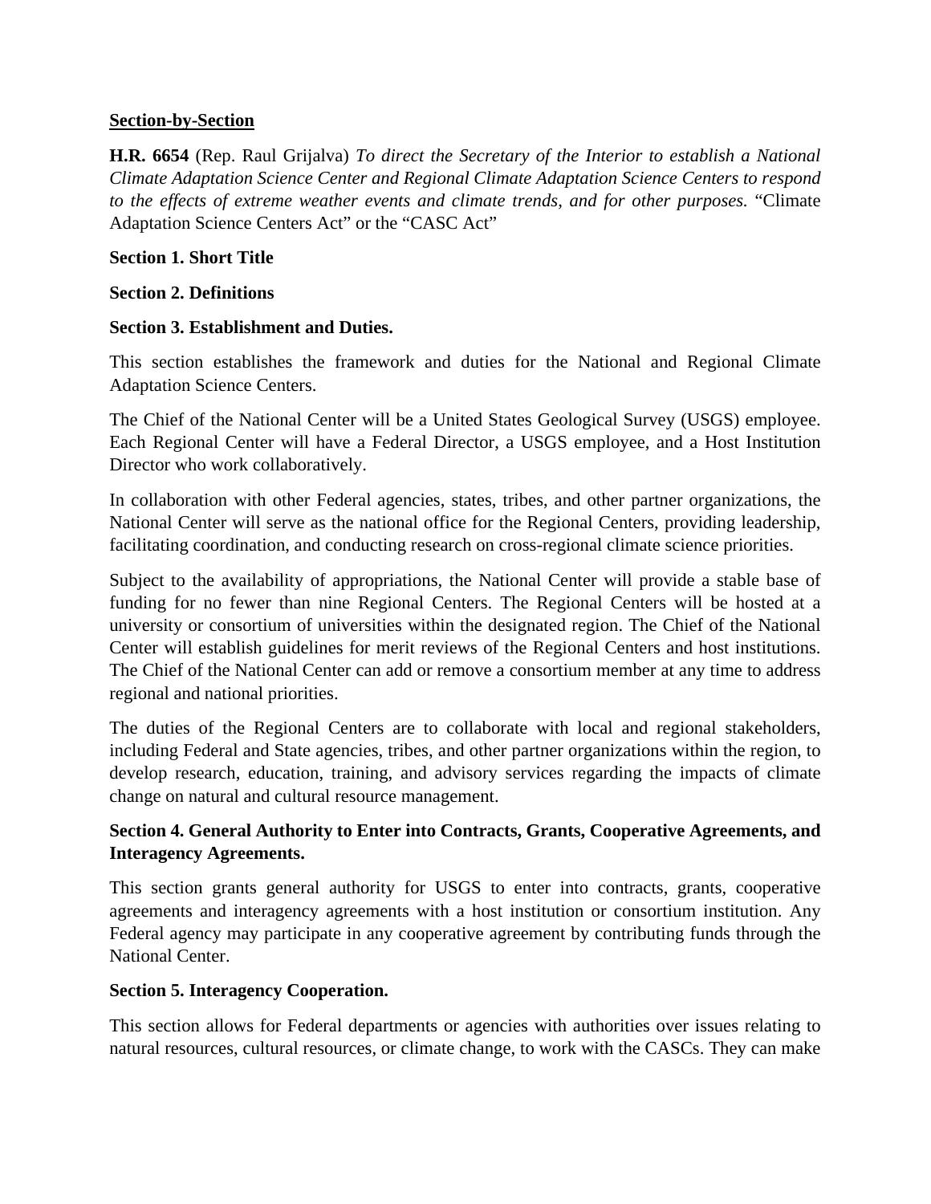**<u>Section-by-Section</u>**

**H.R. 6654** (Rep. Raul Grijalva) *To direct the Secretary of the Interior to establish a National Climate Adaptation Science Center and Regional Climate Adaptation Science Centers to respond to the effects of extreme weather events and climate trends, and for other purposes.* "Climate Adaptation Science Centers Act" or the "CASC Act"

**Section 1. Short Title**

**Section 2. Definitions**

**Section 3. Establishment and Duties.**

This section establishes the framework and duties for the National and Regional Climate Adaptation Science Centers.

The Chief of the National Center will be a United States Geological Survey (USGS) employee. Each Regional Center will have a Federal Director, a USGS employee, and a Host Institution Director who work collaboratively.

In collaboration with other Federal agencies, states, tribes, and other partner organizations, the National Center will serve as the national office for the Regional Centers, providing leadership, facilitating coordination, and conducting research on cross-regional climate science priorities.

Subject to the availability of appropriations, the National Center will provide a stable base of funding for no fewer than nine Regional Centers. The Regional Centers will be hosted at a university or consortium of universities within the designated region. The Chief of the National Center will establish guidelines for merit reviews of the Regional Centers and host institutions. The Chief of the National Center can add or remove a consortium member at any time to address regional and national priorities.

The duties of the Regional Centers are to collaborate with local and regional stakeholders, including Federal and State agencies, tribes, and other partner organizations within the region, to develop research, education, training, and advisory services regarding the impacts of climate change on natural and cultural resource management.

**Section 4. General Authority to Enter into Contracts, Grants, Cooperative Agreements, and Interagency Agreements.**

This section grants general authority for USGS to enter into contracts, grants, cooperative agreements and interagency agreements with a host institution or consortium institution. Any Federal agency may participate in any cooperative agreement by contributing funds through the National Center.

**Section 5. Interagency Cooperation.**

This section allows for Federal departments or agencies with authorities over issues relating to natural resources, cultural resources, or climate change, to work with the CASCs. They can make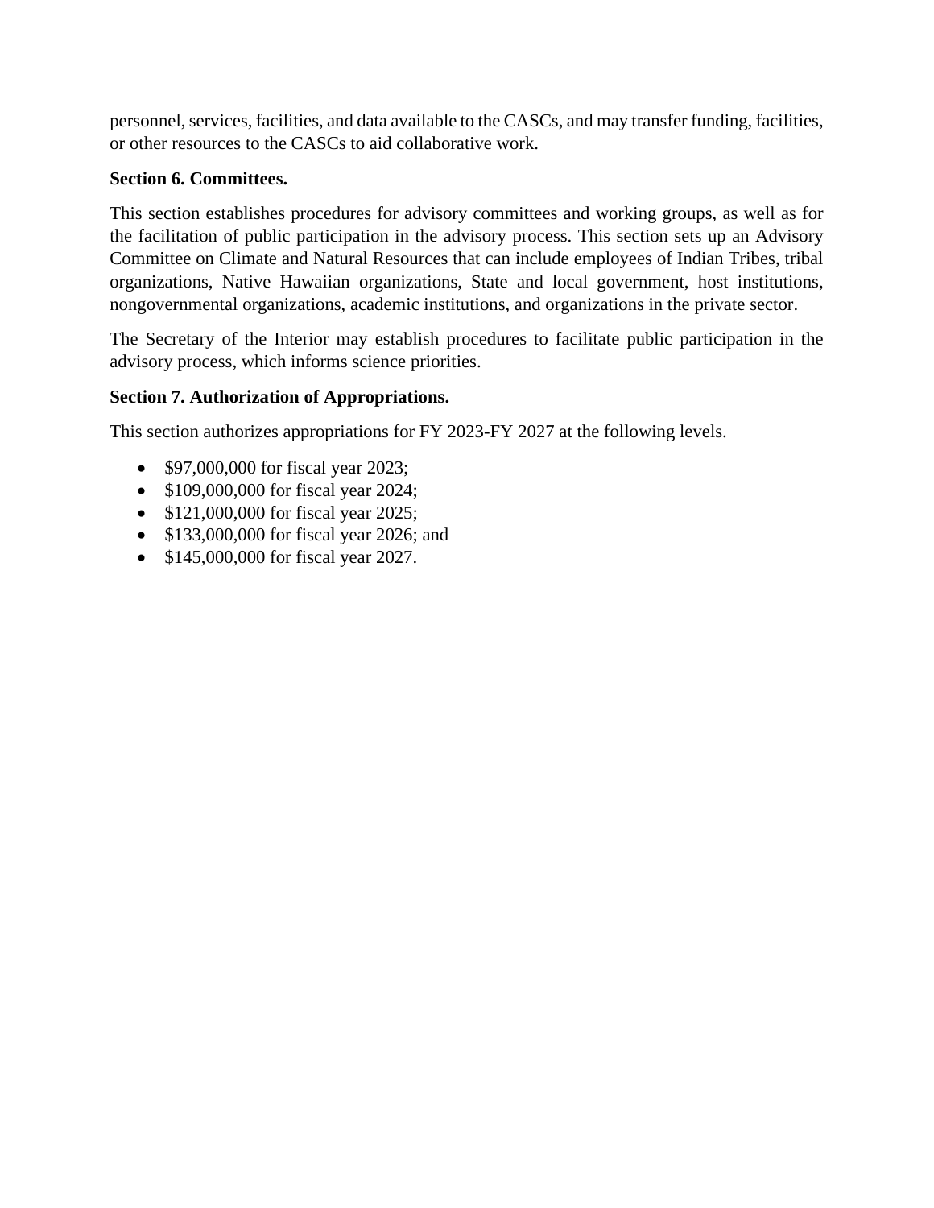personnel, services, facilities, and data available to the CASCs, and may transfer funding, facilities, or other resources to the CASCs to aid collaborative work.

**Section 6. Committees.**

This section establishes procedures for advisory committees and working groups, as well as for the facilitation of public participation in the advisory process. This section sets up an Advisory Committee on Climate and Natural Resources that can include employees of Indian Tribes, tribal organizations, Native Hawaiian organizations, State and local government, host institutions, nongovernmental organizations, academic institutions, and organizations in the private sector.

The Secretary of the Interior may establish procedures to facilitate public participation in the advisory process, which informs science priorities.

**Section 7. Authorization of Appropriations.**

This section authorizes appropriations for FY 2023-FY 2027 at the following levels.

- $97,000,000 for fiscal year 2023;
- $109,000,000 for fiscal year 2024;
- $121,000,000 for fiscal year 2025;
- $133,000,000 for fiscal year 2026; and
- $145,000,000 for fiscal year 2027.